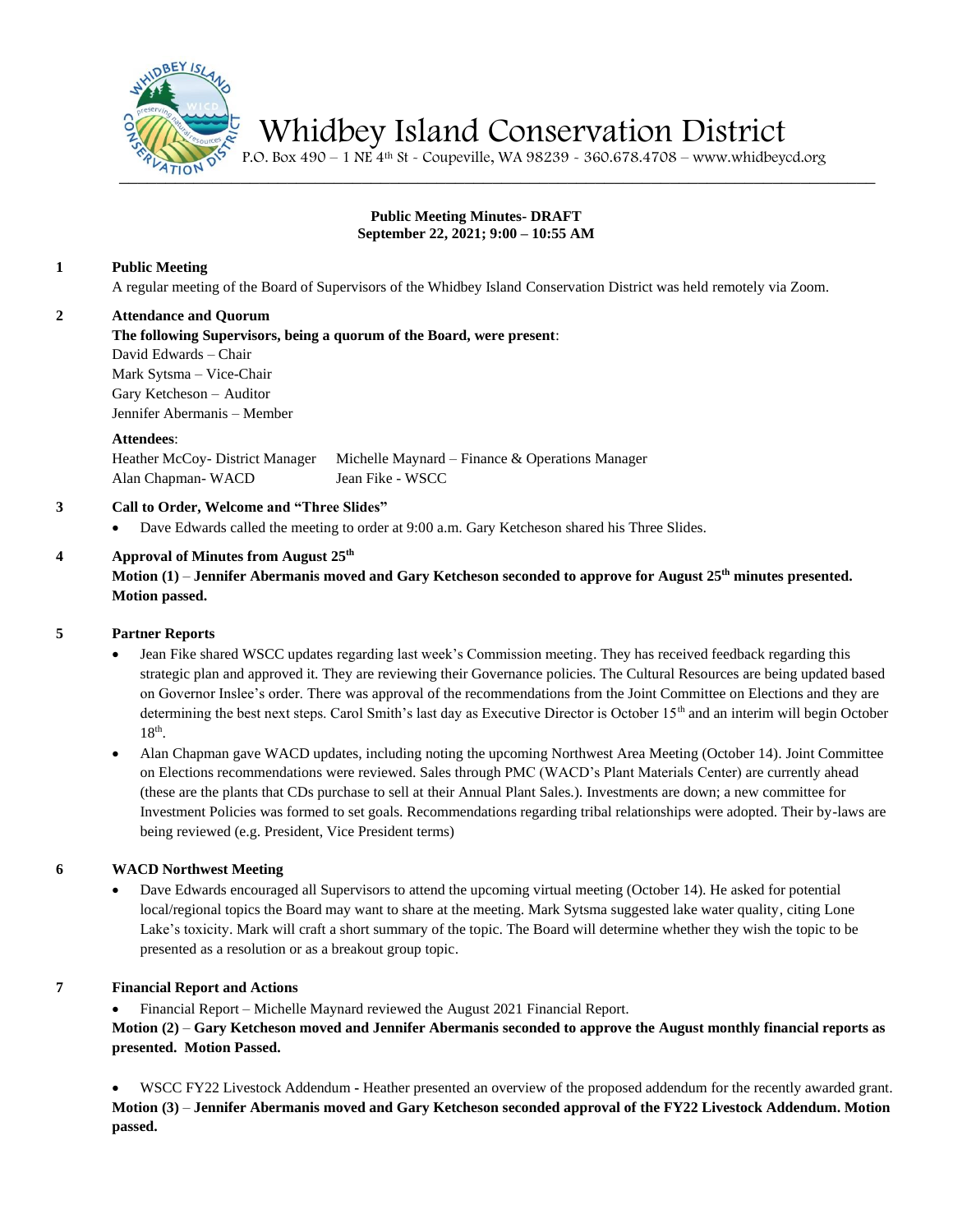# Whidbey Island Conservation District

P.O. Box 490 – 1 NE 4th St - Coupeville, WA 98239 - 360.678.4708 – www.whidbeycd.org

**Public Meeting Minutes- DRAFT**
**September 22, 2021; 9:00 – 10:55 AM**

**1 Public Meeting**

A regular meeting of the Board of Supervisors of the Whidbey Island Conservation District was held remotely via Zoom.

**2 Attendance and Quorum**

**The following Supervisors, being a quorum of the Board, were present**:

David Edwards – Chair
Mark Sytsma – Vice-Chair
Gary Ketcheson – Auditor
Jennifer Abermanis – Member

**Attendees**:

Heather McCoy- District Manager
Michelle Maynard – Finance & Operations Manager
Alan Chapman- WACD
Jean Fike - WSCC

**3 Call to Order, Welcome and "Three Slides"**

- Dave Edwards called the meeting to order at 9:00 a.m. Gary Ketcheson shared his Three Slides.

**4 Approval of Minutes from August 25th**

**Motion (1)** – **Jennifer Abermanis moved and Gary Ketcheson seconded to approve for August 25th minutes presented. Motion passed.**

**5 Partner Reports**

- Jean Fike shared WSCC updates regarding last week's Commission meeting. They has received feedback regarding this strategic plan and approved it. They are reviewing their Governance policies. The Cultural Resources are being updated based on Governor Inslee's order. There was approval of the recommendations from the Joint Committee on Elections and they are determining the best next steps. Carol Smith's last day as Executive Director is October 15th and an interim will begin October 18th.
- Alan Chapman gave WACD updates, including noting the upcoming Northwest Area Meeting (October 14). Joint Committee on Elections recommendations were reviewed. Sales through PMC (WACD's Plant Materials Center) are currently ahead (these are the plants that CDs purchase to sell at their Annual Plant Sales.). Investments are down; a new committee for Investment Policies was formed to set goals. Recommendations regarding tribal relationships were adopted. Their by-laws are being reviewed (e.g. President, Vice President terms)

**6 WACD Northwest Meeting**

- Dave Edwards encouraged all Supervisors to attend the upcoming virtual meeting (October 14). He asked for potential local/regional topics the Board may want to share at the meeting. Mark Sytsma suggested lake water quality, citing Lone Lake's toxicity. Mark will craft a short summary of the topic. The Board will determine whether they wish the topic to be presented as a resolution or as a breakout group topic.

**7 Financial Report and Actions**

- Financial Report – Michelle Maynard reviewed the August 2021 Financial Report.

**Motion (2)** – **Gary Ketcheson moved and Jennifer Abermanis seconded to approve the August monthly financial reports as presented. Motion Passed.**

- WSCC FY22 Livestock Addendum - Heather presented an overview of the proposed addendum for the recently awarded grant.

**Motion (3)** – **Jennifer Abermanis moved and Gary Ketcheson seconded approval of the FY22 Livestock Addendum. Motion passed.**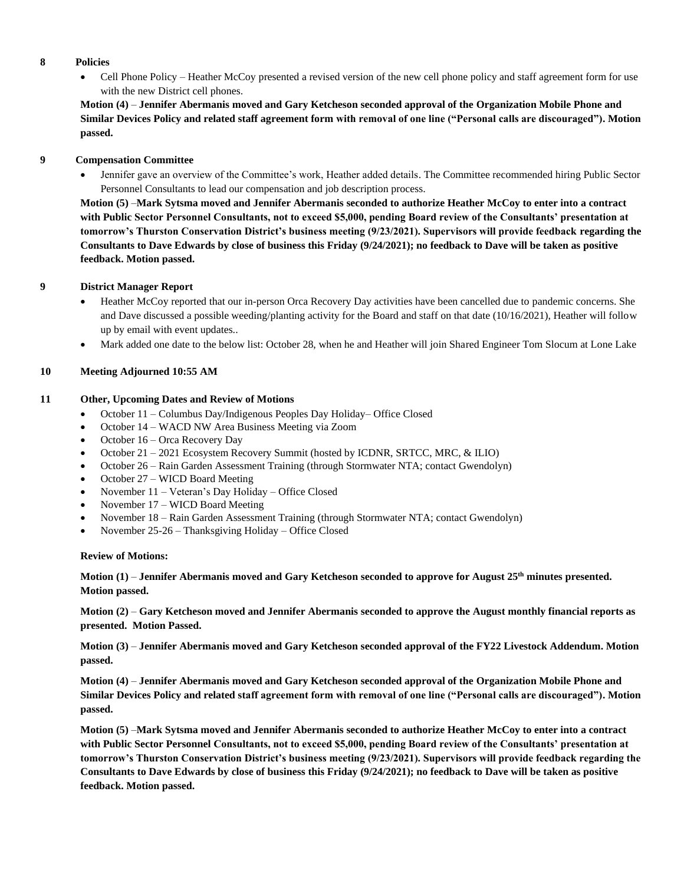## 8 Policies

- Cell Phone Policy – Heather McCoy presented a revised version of the new cell phone policy and staff agreement form for use with the new District cell phones.

**Motion (4) – Jennifer Abermanis moved and Gary Ketcheson seconded approval of the Organization Mobile Phone and Similar Devices Policy and related staff agreement form with removal of one line ("Personal calls are discouraged"). Motion passed.**

## 9 Compensation Committee

- Jennifer gave an overview of the Committee's work, Heather added details. The Committee recommended hiring Public Sector Personnel Consultants to lead our compensation and job description process.

**Motion (5) –Mark Sytsma moved and Jennifer Abermanis seconded to authorize Heather McCoy to enter into a contract with Public Sector Personnel Consultants, not to exceed $5,000, pending Board review of the Consultants' presentation at tomorrow's Thurston Conservation District's business meeting (9/23/2021). Supervisors will provide feedback regarding the Consultants to Dave Edwards by close of business this Friday (9/24/2021); no feedback to Dave will be taken as positive feedback. Motion passed.**

## 9 District Manager Report

- Heather McCoy reported that our in-person Orca Recovery Day activities have been cancelled due to pandemic concerns. She and Dave discussed a possible weeding/planting activity for the Board and staff on that date (10/16/2021), Heather will follow up by email with event updates..
- Mark added one date to the below list: October 28, when he and Heather will join Shared Engineer Tom Slocum at Lone Lake

## 10 Meeting Adjourned 10:55 AM

## 11 Other, Upcoming Dates and Review of Motions

- October 11 – Columbus Day/Indigenous Peoples Day Holiday– Office Closed
- October 14 – WACD NW Area Business Meeting via Zoom
- October 16 – Orca Recovery Day
- October 21 – 2021 Ecosystem Recovery Summit (hosted by ICDNR, SRTCC, MRC, & ILIO)
- October 26 – Rain Garden Assessment Training (through Stormwater NTA; contact Gwendolyn)
- October 27 – WICD Board Meeting
- November 11 – Veteran's Day Holiday – Office Closed
- November 17 – WICD Board Meeting
- November 18 – Rain Garden Assessment Training (through Stormwater NTA; contact Gwendolyn)
- November 25-26 – Thanksgiving Holiday – Office Closed

**Review of Motions:**

**Motion (1) – Jennifer Abermanis moved and Gary Ketcheson seconded to approve for August 25th minutes presented. Motion passed.**

**Motion (2) – Gary Ketcheson moved and Jennifer Abermanis seconded to approve the August monthly financial reports as presented. Motion Passed.**

**Motion (3) – Jennifer Abermanis moved and Gary Ketcheson seconded approval of the FY22 Livestock Addendum. Motion passed.**

**Motion (4) – Jennifer Abermanis moved and Gary Ketcheson seconded approval of the Organization Mobile Phone and Similar Devices Policy and related staff agreement form with removal of one line ("Personal calls are discouraged"). Motion passed.**

**Motion (5) –Mark Sytsma moved and Jennifer Abermanis seconded to authorize Heather McCoy to enter into a contract with Public Sector Personnel Consultants, not to exceed $5,000, pending Board review of the Consultants' presentation at tomorrow's Thurston Conservation District's business meeting (9/23/2021). Supervisors will provide feedback regarding the Consultants to Dave Edwards by close of business this Friday (9/24/2021); no feedback to Dave will be taken as positive feedback. Motion passed.**